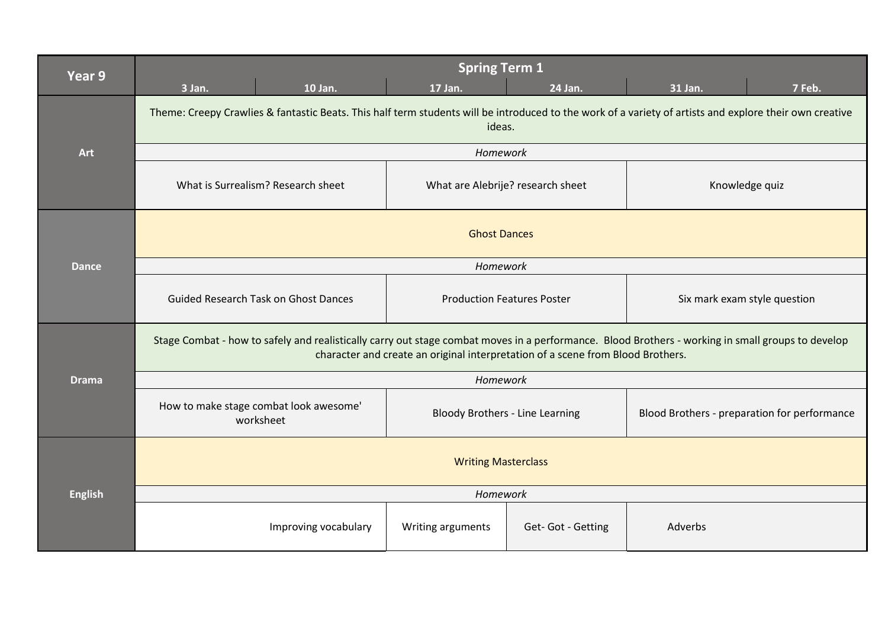| Year 9 | Spring Term 1 | | | | | |
|---|---|---|---|---|---|---|
| | 3 Jan. | 10 Jan. | 17 Jan. | 24 Jan. | 31 Jan. | 7 Feb. |
| **Art** | Theme: Creepy Crawlies & fantastic Beats. This half term students will be introduced to the work of a variety of artists and explore their own creative ideas. | | | | | |
| | *Homework* | | | | | |
| | What is Surrealism? Research sheet | | What are Alebrije? research sheet | | Knowledge quiz | |
| **Dance** | Ghost Dances | | | | | |
| | *Homework* | | | | | |
| | Guided Research Task on Ghost Dances | | Production Features Poster | | Six mark exam style question | |
| **Drama** | Stage Combat - how to safely and realistically carry out stage combat moves in a performance. Blood Brothers - working in small groups to develop character and create an original interpretation of a scene from Blood Brothers. | | | | | |
| | *Homework* | | | | | |
| | How to make stage combat look awesome' worksheet | | Bloody Brothers - Line Learning | | Blood Brothers - preparation for performance | |
| **English** | Writing Masterclass | | | | | |
| | *Homework* | | | | | |
| | | Improving vocabulary | Writing arguments | Get- Got - Getting | Adverbs | |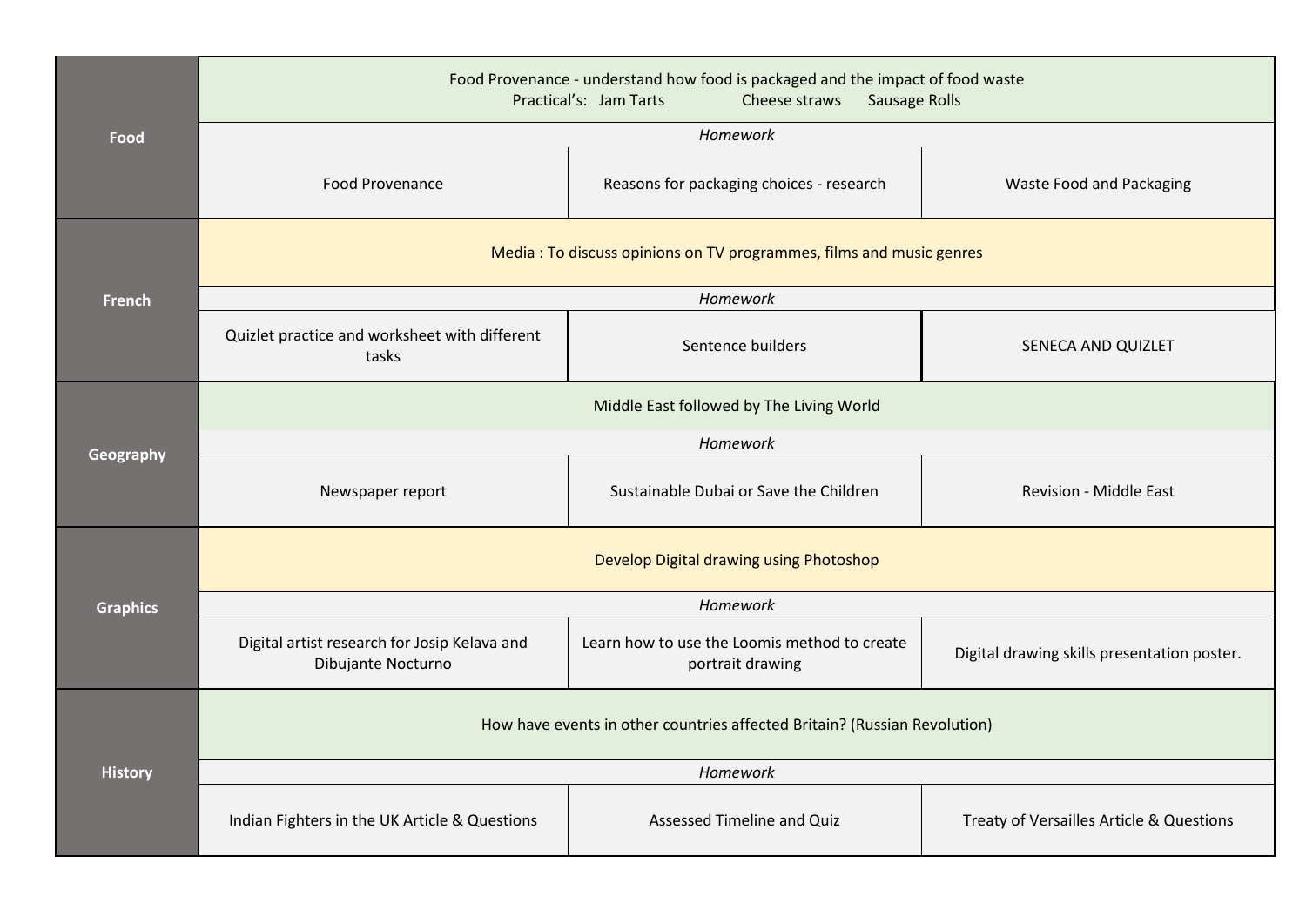| Subject | | | |
|---|---|---|---|
| **Food** | Food Provenance - understand how food is packaged and the impact of food waste<br>Practical's: Jam Tarts Cheese straws Sausage Rolls | | |
| | *Homework* | | |
| | Food Provenance | Reasons for packaging choices - research | Waste Food and Packaging |
| **French** | Media : To discuss opinions on TV programmes, films and music genres | | |
| | *Homework* | | |
| | Quizlet practice and worksheet with different tasks | Sentence builders | SENECA AND QUIZLET |
| **Geography** | Middle East followed by The Living World | | |
| | *Homework* | | |
| | Newspaper report | Sustainable Dubai or Save the Children | Revision - Middle East |
| **Graphics** | Develop Digital drawing using Photoshop | | |
| | *Homework* | | |
| | Digital artist research for Josip Kelava and Dibujante Nocturno | Learn how to use the Loomis method to create portrait drawing | Digital drawing skills presentation poster. |
| **History** | How have events in other countries affected Britain? (Russian Revolution) | | |
| | *Homework* | | |
| | Indian Fighters in the UK Article & Questions | Assessed Timeline and Quiz | Treaty of Versailles Article & Questions |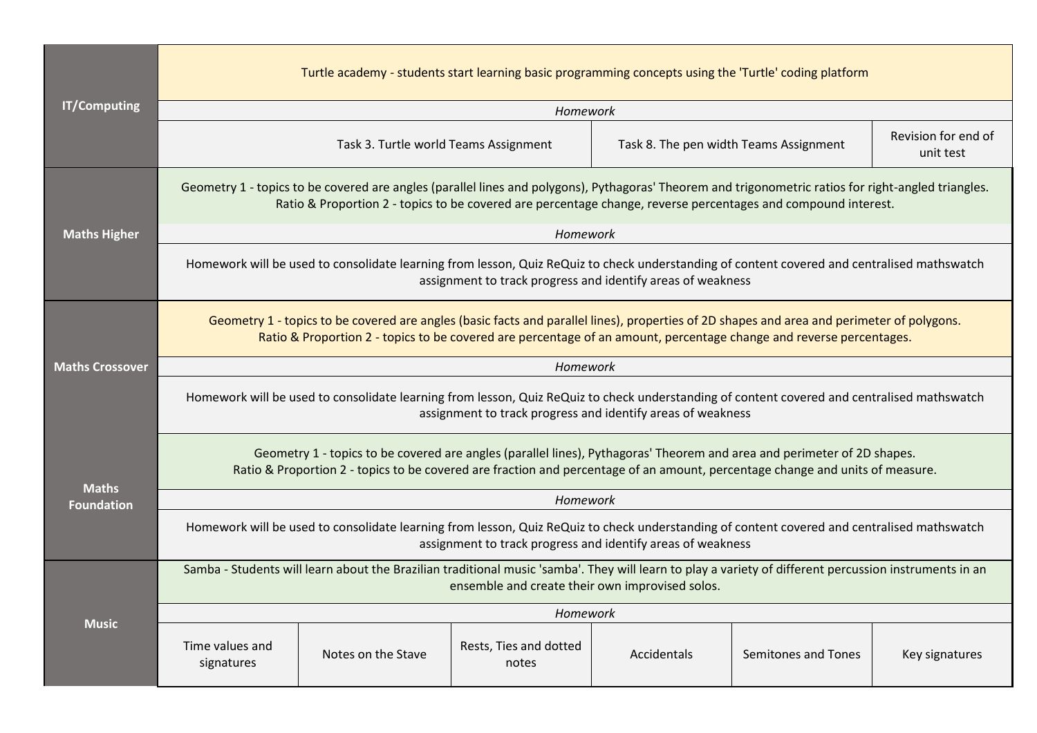| Subject | | | | | | |
|---|---|---|---|---|---|---|
| **IT/Computing** | Turtle academy - students start learning basic programming concepts using the 'Turtle' coding platform | | | | | |
| | *Homework* | | | | | |
| | Task 3. Turtle world Teams Assignment | | | Task 8. The pen width Teams Assignment | | Revision for end of unit test |
| **Maths Higher** | Geometry 1 - topics to be covered are angles (parallel lines and polygons), Pythagoras' Theorem and trigonometric ratios for right-angled triangles.<br>Ratio & Proportion 2 - topics to be covered are percentage change, reverse percentages and compound interest. | | | | | |
| | *Homework* | | | | | |
| | Homework will be used to consolidate learning from lesson, Quiz ReQuiz to check understanding of content covered and centralised mathswatch assignment to track progress and identify areas of weakness | | | | | |
| **Maths Crossover** | Geometry 1 - topics to be covered are angles (basic facts and parallel lines), properties of 2D shapes and area and perimeter of polygons.<br>Ratio & Proportion 2 - topics to be covered are percentage of an amount, percentage change and reverse percentages. | | | | | |
| | *Homework* | | | | | |
| | Homework will be used to consolidate learning from lesson, Quiz ReQuiz to check understanding of content covered and centralised mathswatch assignment to track progress and identify areas of weakness | | | | | |
| **Maths Foundation** | Geometry 1 - topics to be covered are angles (parallel lines), Pythagoras' Theorem and area and perimeter of 2D shapes.<br>Ratio & Proportion 2 - topics to be covered are fraction and percentage of an amount, percentage change and units of measure. | | | | | |
| | *Homework* | | | | | |
| | Homework will be used to consolidate learning from lesson, Quiz ReQuiz to check understanding of content covered and centralised mathswatch assignment to track progress and identify areas of weakness | | | | | |
| **Music** | Samba - Students will learn about the Brazilian traditional music 'samba'. They will learn to play a variety of different percussion instruments in an ensemble and create their own improvised solos. | | | | | |
| | *Homework* | | | | | |
| | Time values and signatures | Notes on the Stave | Rests, Ties and dotted notes | Accidentals | Semitones and Tones | Key signatures |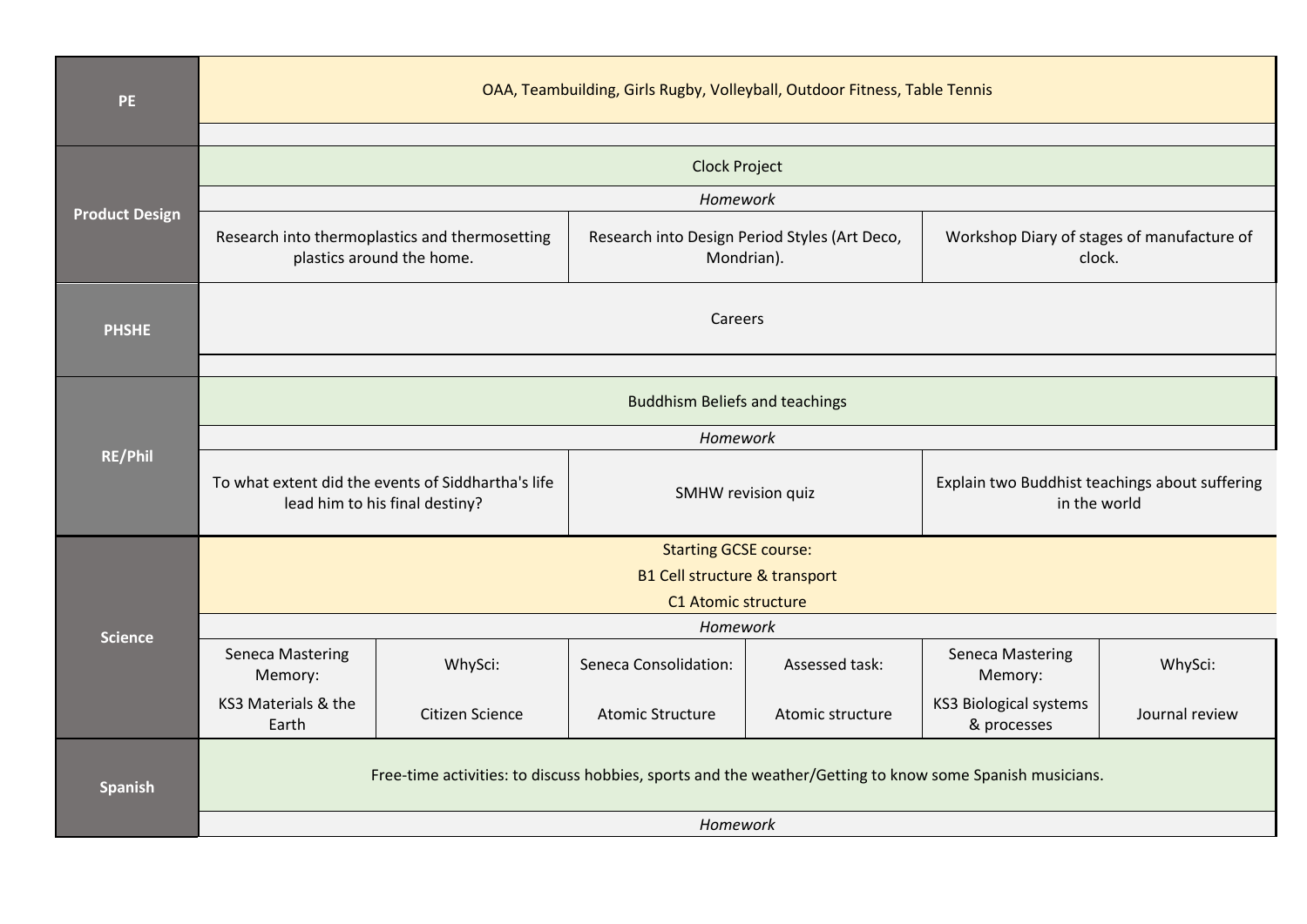| Subject | | | | | | |
|---|---|---|---|---|---|---|
| **PE** | OAA, Teambuilding, Girls Rugby, Volleyball, Outdoor Fitness, Table Tennis | | | | | |
| **Product Design** | Clock Project | | | | | |
| | *Homework* | | | | | |
| | Research into thermoplastics and thermosetting plastics around the home. | | Research into Design Period Styles (Art Deco, Mondrian). | | Workshop Diary of stages of manufacture of clock. | |
| **PHSHE** | Careers | | | | | |
| **RE/Phil** | Buddhism Beliefs and teachings | | | | | |
| | *Homework* | | | | | |
| | To what extent did the events of Siddhartha's life lead him to his final destiny? | | SMHW revision quiz | | Explain two Buddhist teachings about suffering in the world | |
| **Science** | Starting GCSE course: B1 Cell structure & transport C1 Atomic structure | | | | | |
| | *Homework* | | | | | |
| | Seneca Mastering Memory: KS3 Materials & the Earth | WhySci: Citizen Science | Seneca Consolidation: Atomic Structure | Assessed task: Atomic structure | Seneca Mastering Memory: KS3 Biological systems & processes | WhySci: Journal review |
| **Spanish** | Free-time activities: to discuss hobbies, sports and the weather/Getting to know some Spanish musicians. | | | | | |
| | *Homework* | | | | | |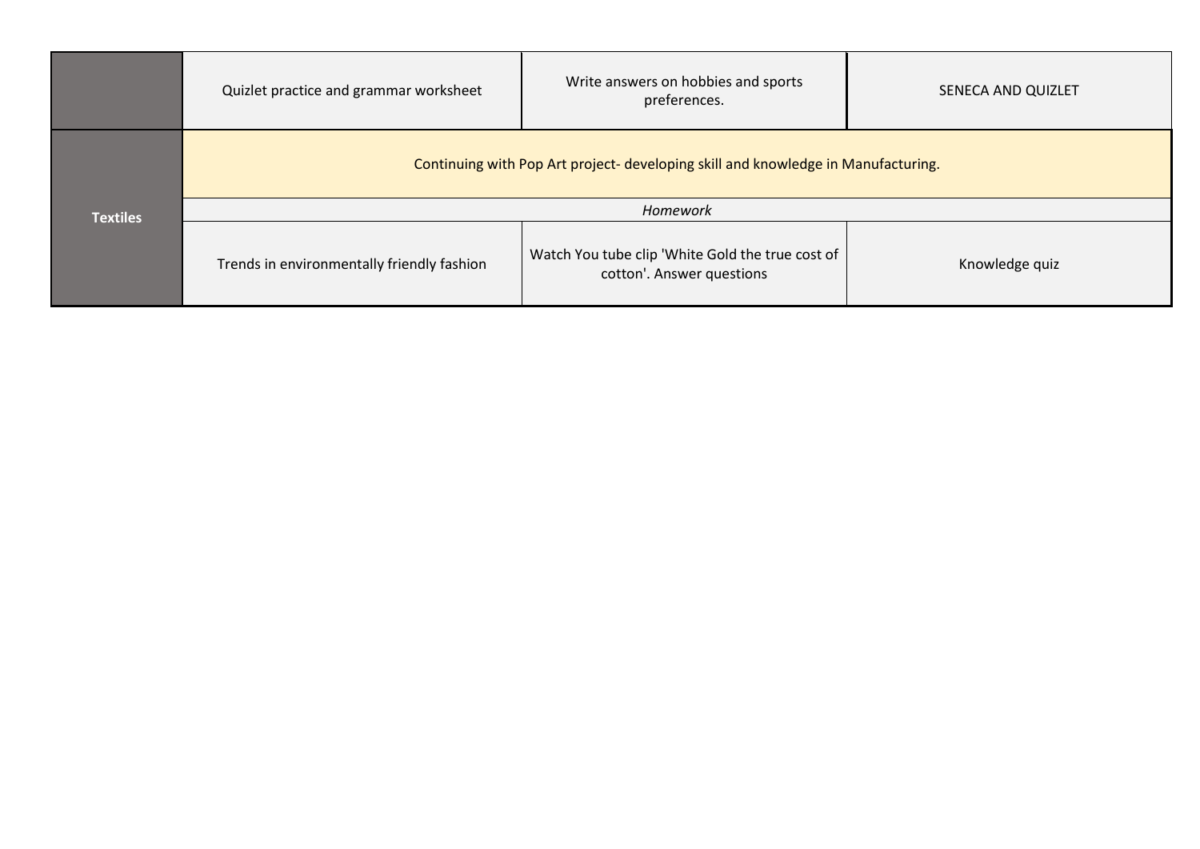| | | | |
|---|---|---|---|
| | Quizlet practice and grammar worksheet | Write answers on hobbies and sports preferences. | SENECA AND QUIZLET |
| **Textiles** | Continuing with Pop Art project- developing skill and knowledge in Manufacturing. | | |
| | *Homework* | | |
| | Trends in environmentally friendly fashion | Watch You tube clip 'White Gold the true cost of cotton'. Answer questions | Knowledge quiz |